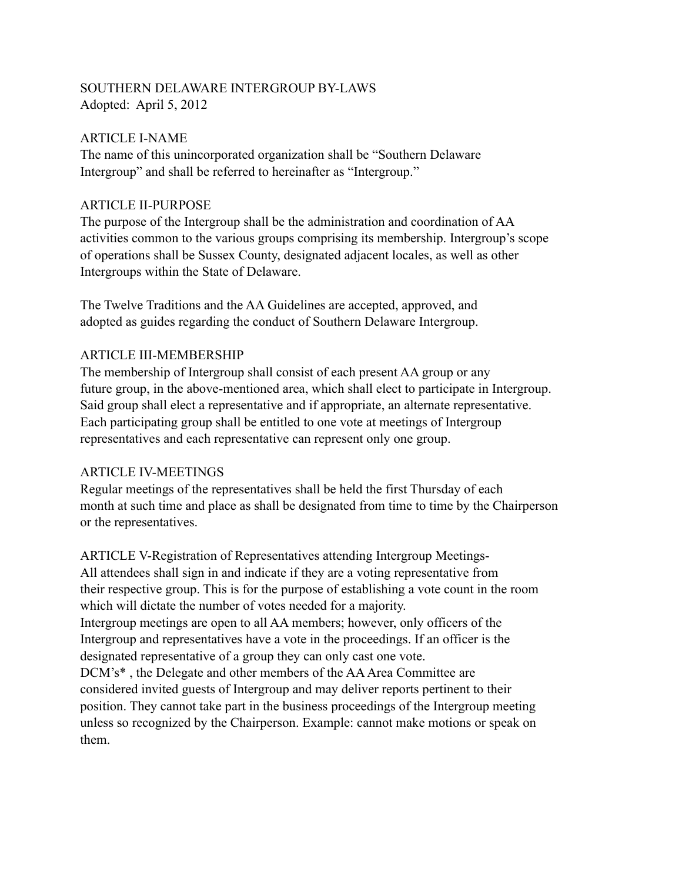# SOUTHERN DELAWARE INTERGROUP BY-LAWS

Adopted: April 5, 2012

## ARTICLE I-NAME

The name of this unincorporated organization shall be “Southern Delaware Intergroup” and shall be referred to hereinafter as “Intergroup.”

## ARTICLE II-PURPOSE

The purpose of the Intergroup shall be the administration and coordination of AA activities common to the various groups comprising its membership. Intergroup’s scope of operations shall be Sussex County, designated adjacent locales, as well as other Intergroups within the State of Delaware.

The Twelve Traditions and the AA Guidelines are accepted, approved, and adopted as guides regarding the conduct of Southern Delaware Intergroup.

## ARTICLE III-MEMBERSHIP

The membership of Intergroup shall consist of each present AA group or any future group, in the above-mentioned area, which shall elect to participate in Intergroup. Said group shall elect a representative and if appropriate, an alternate representative. Each participating group shall be entitled to one vote at meetings of Intergroup representatives and each representative can represent only one group.

## ARTICLE IV-MEETINGS

Regular meetings of the representatives shall be held the first Thursday of each month at such time and place as shall be designated from time to time by the Chairperson or the representatives.

## ARTICLE V-Registration of Representatives attending Intergroup Meetings-

All attendees shall sign in and indicate if they are a voting representative from their respective group. This is for the purpose of establishing a vote count in the room which will dictate the number of votes needed for a majority.

Intergroup meetings are open to all AA members; however, only officers of the Intergroup and representatives have a vote in the proceedings. If an officer is the designated representative of a group they can only cast one vote.

DCM’s* , the Delegate and other members of the AA Area Committee are considered invited guests of Intergroup and may deliver reports pertinent to their position. They cannot take part in the business proceedings of the Intergroup meeting unless so recognized by the Chairperson. Example: cannot make motions or speak on them.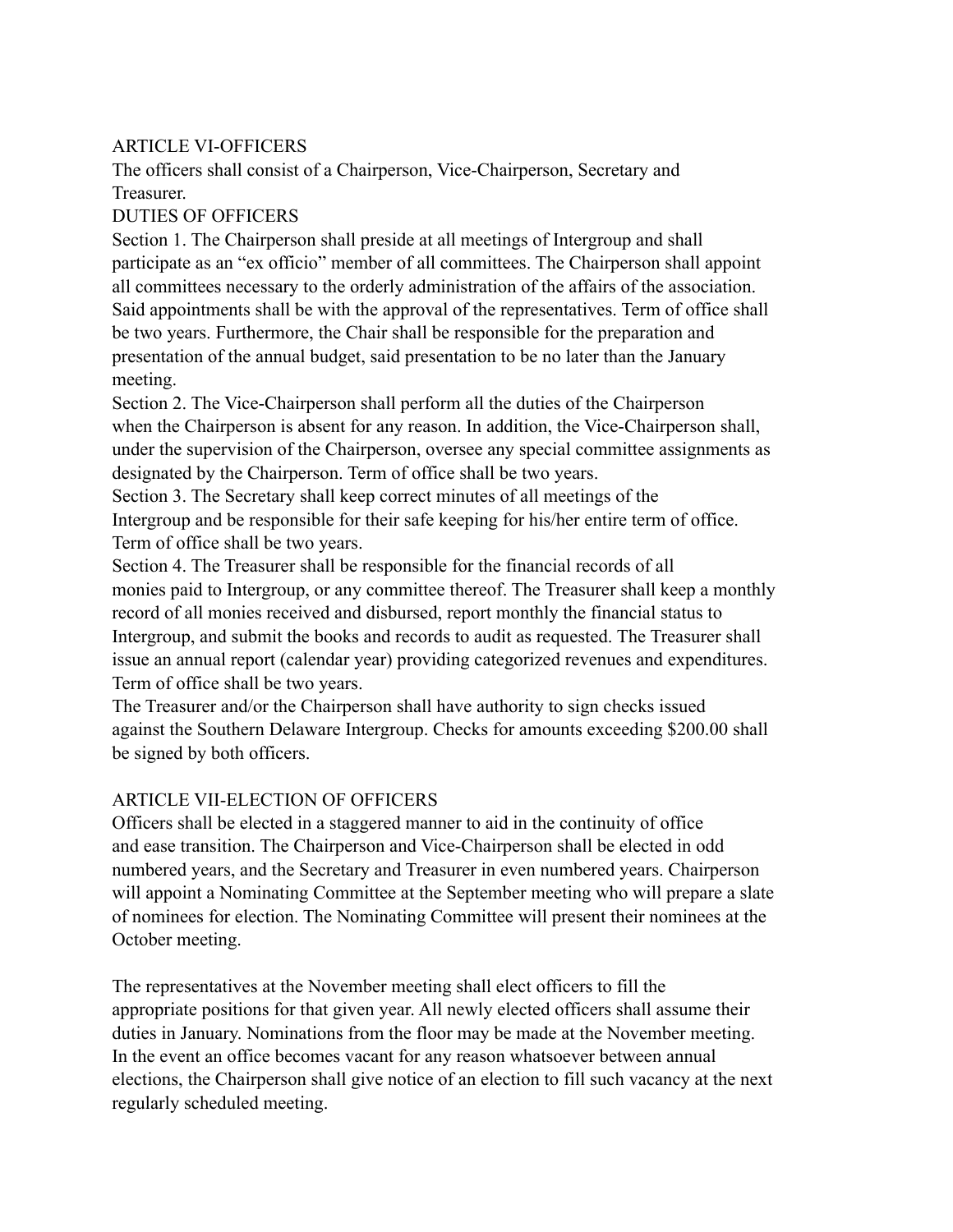## ARTICLE VI-OFFICERS

The officers shall consist of a Chairperson, Vice-Chairperson, Secretary and Treasurer.

### DUTIES OF OFFICERS

Section 1. The Chairperson shall preside at all meetings of Intergroup and shall participate as an "ex officio" member of all committees. The Chairperson shall appoint all committees necessary to the orderly administration of the affairs of the association. Said appointments shall be with the approval of the representatives. Term of office shall be two years. Furthermore, the Chair shall be responsible for the preparation and presentation of the annual budget, said presentation to be no later than the January meeting.

Section 2. The Vice-Chairperson shall perform all the duties of the Chairperson when the Chairperson is absent for any reason. In addition, the Vice-Chairperson shall, under the supervision of the Chairperson, oversee any special committee assignments as designated by the Chairperson. Term of office shall be two years.

Section 3. The Secretary shall keep correct minutes of all meetings of the Intergroup and be responsible for their safe keeping for his/her entire term of office. Term of office shall be two years.

Section 4. The Treasurer shall be responsible for the financial records of all monies paid to Intergroup, or any committee thereof. The Treasurer shall keep a monthly record of all monies received and disbursed, report monthly the financial status to Intergroup, and submit the books and records to audit as requested. The Treasurer shall issue an annual report (calendar year) providing categorized revenues and expenditures. Term of office shall be two years.

The Treasurer and/or the Chairperson shall have authority to sign checks issued against the Southern Delaware Intergroup. Checks for amounts exceeding $200.00 shall be signed by both officers.

## ARTICLE VII-ELECTION OF OFFICERS

Officers shall be elected in a staggered manner to aid in the continuity of office and ease transition. The Chairperson and Vice-Chairperson shall be elected in odd numbered years, and the Secretary and Treasurer in even numbered years. Chairperson will appoint a Nominating Committee at the September meeting who will prepare a slate of nominees for election. The Nominating Committee will present their nominees at the October meeting.

The representatives at the November meeting shall elect officers to fill the appropriate positions for that given year. All newly elected officers shall assume their duties in January. Nominations from the floor may be made at the November meeting. In the event an office becomes vacant for any reason whatsoever between annual elections, the Chairperson shall give notice of an election to fill such vacancy at the next regularly scheduled meeting.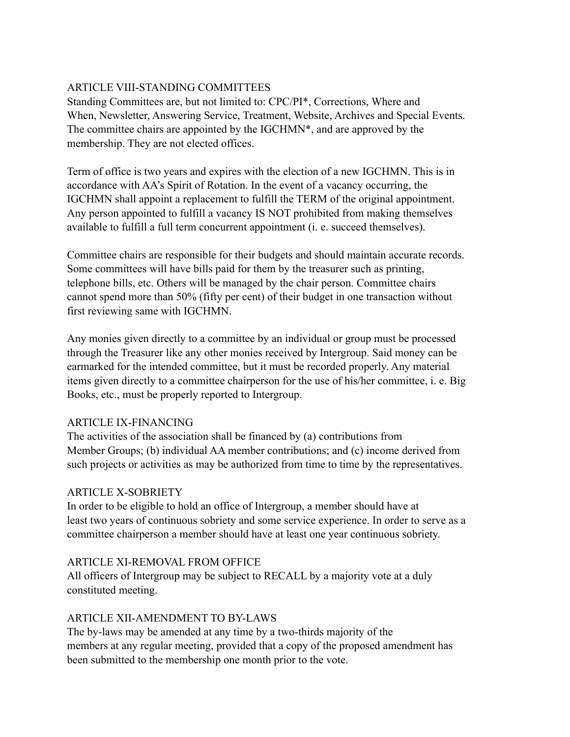## ARTICLE VIII-STANDING COMMITTEES

Standing Committees are, but not limited to: CPC/PI*, Corrections, Where and When, Newsletter, Answering Service, Treatment, Website, Archives and Special Events. The committee chairs are appointed by the IGCHMN*, and are approved by the membership. They are not elected offices.

Term of office is two years and expires with the election of a new IGCHMN. This is in accordance with AA's Spirit of Rotation. In the event of a vacancy occurring, the IGCHMN shall appoint a replacement to fulfill the TERM of the original appointment. Any person appointed to fulfill a vacancy IS NOT prohibited from making themselves available to fulfill a full term concurrent appointment (i. e. succeed themselves).

Committee chairs are responsible for their budgets and should maintain accurate records. Some committees will have bills paid for them by the treasurer such as printing, telephone bills, etc. Others will be managed by the chair person. Committee chairs cannot spend more than 50% (fifty per cent) of their budget in one transaction without first reviewing same with IGCHMN.

Any monies given directly to a committee by an individual or group must be processed through the Treasurer like any other monies received by Intergroup. Said money can be earmarked for the intended committee, but it must be recorded properly. Any material items given directly to a committee chairperson for the use of his/her committee, i. e. Big Books, etc., must be properly reported to Intergroup.

## ARTICLE IX-FINANCING

The activities of the association shall be financed by (a) contributions from Member Groups; (b) individual AA member contributions; and (c) income derived from such projects or activities as may be authorized from time to time by the representatives.

## ARTICLE X-SOBRIETY

In order to be eligible to hold an office of Intergroup, a member should have at least two years of continuous sobriety and some service experience. In order to serve as a committee chairperson a member should have at least one year continuous sobriety.

## ARTICLE XI-REMOVAL FROM OFFICE

All officers of Intergroup may be subject to RECALL by a majority vote at a duly constituted meeting.

## ARTICLE XII-AMENDMENT TO BY-LAWS

The by-laws may be amended at any time by a two-thirds majority of the members at any regular meeting, provided that a copy of the proposed amendment has been submitted to the membership one month prior to the vote.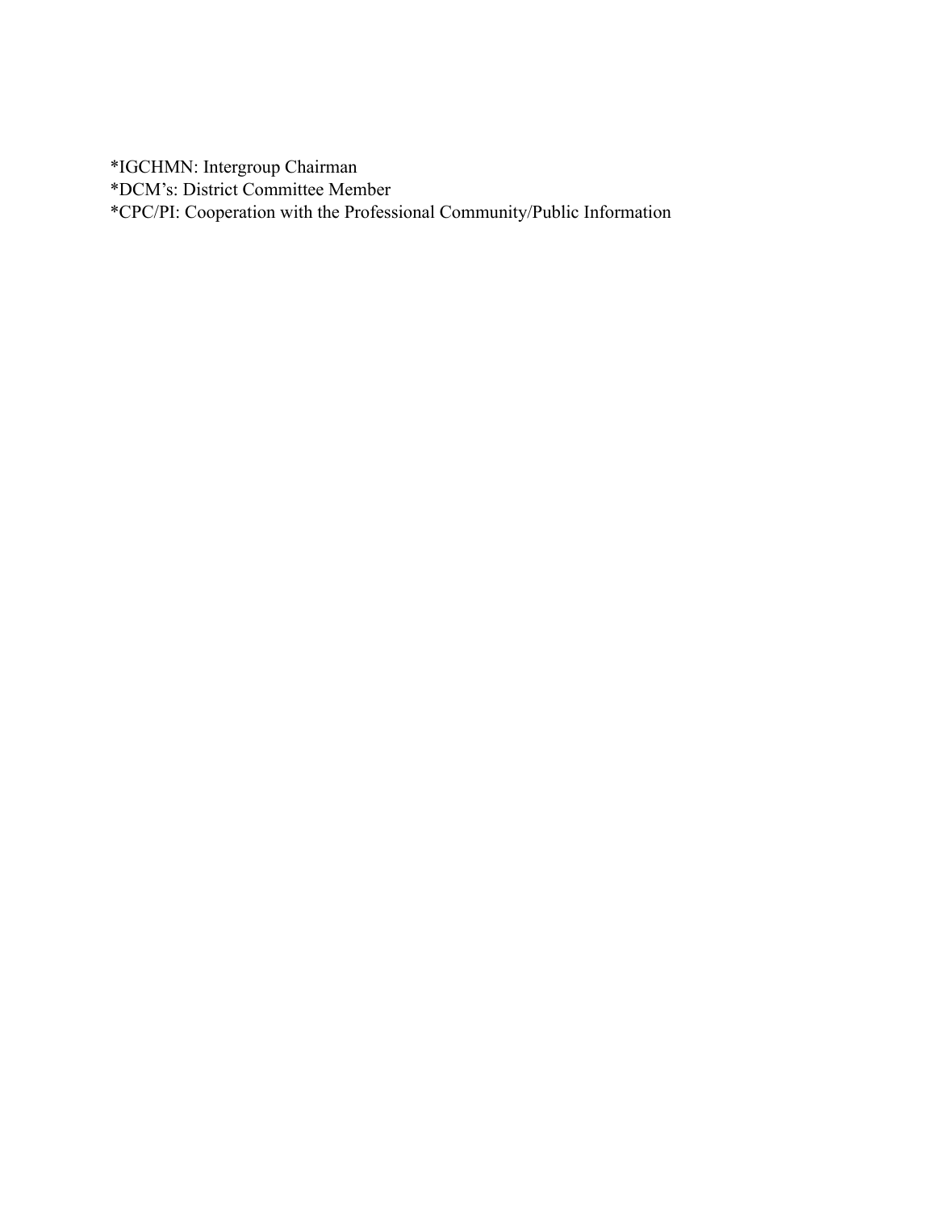*IGCHMN: Intergroup Chairman
*DCM's: District Committee Member
*CPC/PI: Cooperation with the Professional Community/Public Information